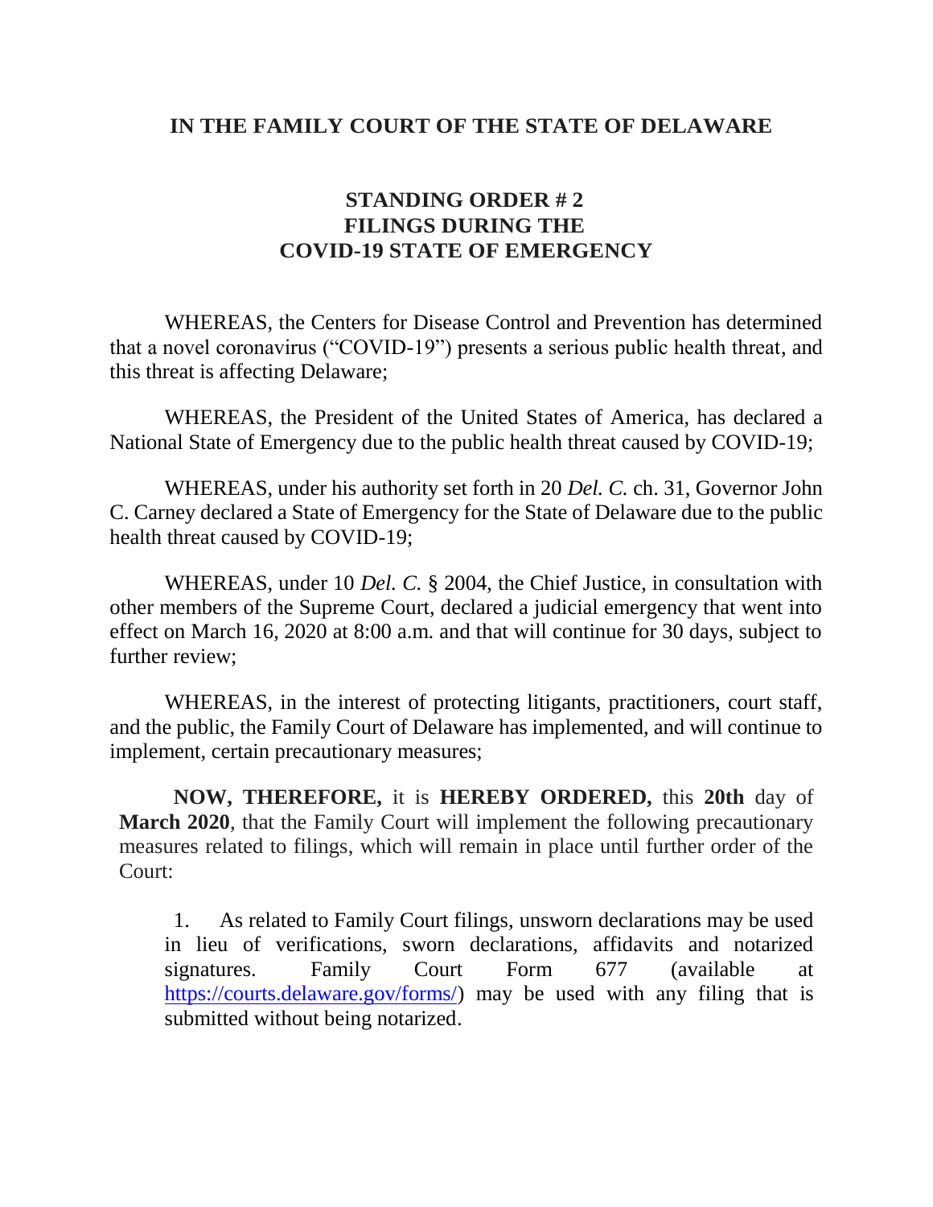# IN THE FAMILY COURT OF THE STATE OF DELAWARE

## STANDING ORDER # 2
## FILINGS DURING THE
## COVID-19 STATE OF EMERGENCY

WHEREAS, the Centers for Disease Control and Prevention has determined that a novel coronavirus ("COVID-19") presents a serious public health threat, and this threat is affecting Delaware;

WHEREAS, the President of the United States of America, has declared a National State of Emergency due to the public health threat caused by COVID-19;

WHEREAS, under his authority set forth in 20 *Del. C.* ch. 31, Governor John C. Carney declared a State of Emergency for the State of Delaware due to the public health threat caused by COVID-19;

WHEREAS, under 10 *Del. C.* § 2004, the Chief Justice, in consultation with other members of the Supreme Court, declared a judicial emergency that went into effect on March 16, 2020 at 8:00 a.m. and that will continue for 30 days, subject to further review;

WHEREAS, in the interest of protecting litigants, practitioners, court staff, and the public, the Family Court of Delaware has implemented, and will continue to implement, certain precautionary measures;

**NOW, THEREFORE,** it is **HEREBY ORDERED,** this **20th** day of **March 2020**, that the Family Court will implement the following precautionary measures related to filings, which will remain in place until further order of the Court:

1. As related to Family Court filings, unsworn declarations may be used in lieu of verifications, sworn declarations, affidavits and notarized signatures. Family Court Form 677 (available at https://courts.delaware.gov/forms/) may be used with any filing that is submitted without being notarized.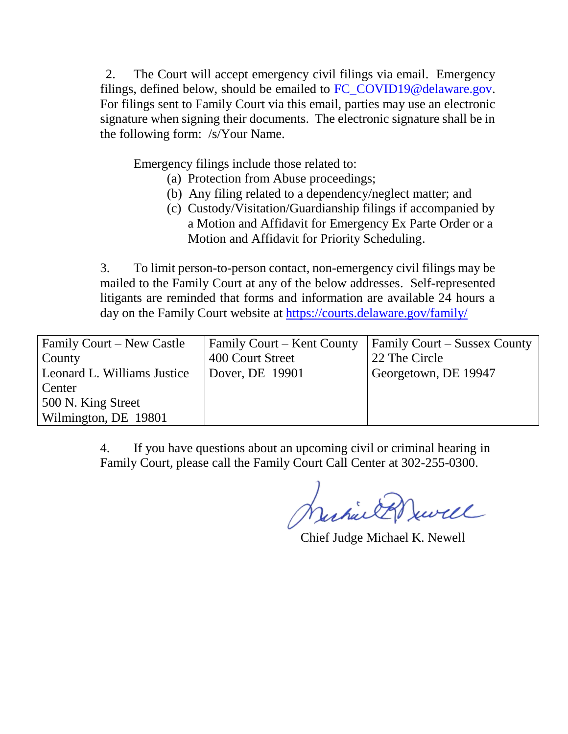2. The Court will accept emergency civil filings via email. Emergency filings, defined below, should be emailed to FC_COVID19@delaware.gov. For filings sent to Family Court via this email, parties may use an electronic signature when signing their documents. The electronic signature shall be in the following form: /s/Your Name.

Emergency filings include those related to:

(a) Protection from Abuse proceedings;
(b) Any filing related to a dependency/neglect matter; and
(c) Custody/Visitation/Guardianship filings if accompanied by a Motion and Affidavit for Emergency Ex Parte Order or a Motion and Affidavit for Priority Scheduling.

3. To limit person-to-person contact, non-emergency civil filings may be mailed to the Family Court at any of the below addresses. Self-represented litigants are reminded that forms and information are available 24 hours a day on the Family Court website at https://courts.delaware.gov/family/

| | | |
|---|---|---|
| Family Court – New Castle County<br>Leonard L. Williams Justice Center<br>500 N. King Street<br>Wilmington, DE 19801 | Family Court – Kent County<br>400 Court Street<br>Dover, DE 19901 | Family Court – Sussex County<br>22 The Circle<br>Georgetown, DE 19947 |

4. If you have questions about an upcoming civil or criminal hearing in Family Court, please call the Family Court Call Center at 302-255-0300.

Chief Judge Michael K. Newell